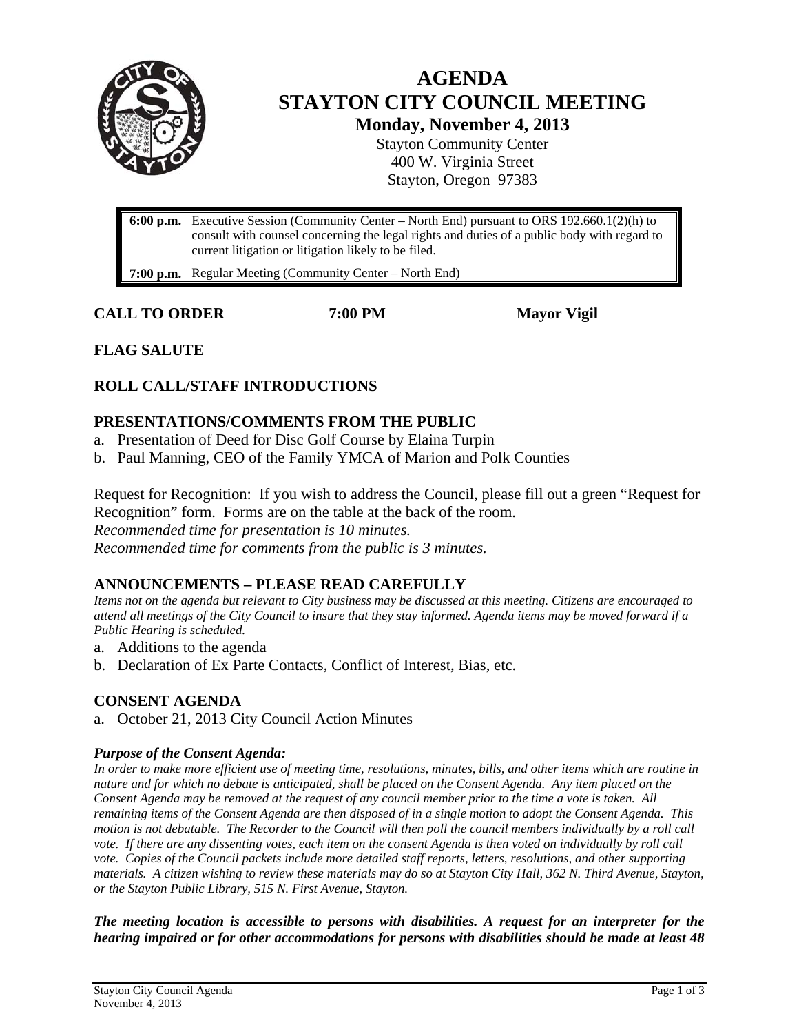# AGENDA
# STAYTON CITY COUNCIL MEETING

**Monday, November 4, 2013**

Stayton Community Center
400 W. Virginia Street
Stayton, Oregon 97383

| | |
|---|---|
| **6:00 p.m.** | Executive Session (Community Center – North End) pursuant to ORS 192.660.1(2)(h) to consult with counsel concerning the legal rights and duties of a public body with regard to current litigation or litigation likely to be filed. |
| **7:00 p.m.** | Regular Meeting (Community Center – North End) |

**CALL TO ORDER** **7:00 PM** **Mayor Vigil**

## FLAG SALUTE

## ROLL CALL/STAFF INTRODUCTIONS

## PRESENTATIONS/COMMENTS FROM THE PUBLIC

a. Presentation of Deed for Disc Golf Course by Elaina Turpin
b. Paul Manning, CEO of the Family YMCA of Marion and Polk Counties

Request for Recognition: If you wish to address the Council, please fill out a green "Request for Recognition" form. Forms are on the table at the back of the room.
*Recommended time for presentation is 10 minutes.*
*Recommended time for comments from the public is 3 minutes.*

## ANNOUNCEMENTS – PLEASE READ CAREFULLY

*Items not on the agenda but relevant to City business may be discussed at this meeting. Citizens are encouraged to attend all meetings of the City Council to insure that they stay informed. Agenda items may be moved forward if a Public Hearing is scheduled.*

a. Additions to the agenda
b. Declaration of Ex Parte Contacts, Conflict of Interest, Bias, etc.

## CONSENT AGENDA

a. October 21, 2013 City Council Action Minutes

***Purpose of the Consent Agenda:***

*In order to make more efficient use of meeting time, resolutions, minutes, bills, and other items which are routine in nature and for which no debate is anticipated, shall be placed on the Consent Agenda. Any item placed on the Consent Agenda may be removed at the request of any council member prior to the time a vote is taken. All remaining items of the Consent Agenda are then disposed of in a single motion to adopt the Consent Agenda. This motion is not debatable. The Recorder to the Council will then poll the council members individually by a roll call vote. If there are any dissenting votes, each item on the consent Agenda is then voted on individually by roll call vote. Copies of the Council packets include more detailed staff reports, letters, resolutions, and other supporting materials. A citizen wishing to review these materials may do so at Stayton City Hall, 362 N. Third Avenue, Stayton, or the Stayton Public Library, 515 N. First Avenue, Stayton.*

***The meeting location is accessible to persons with disabilities. A request for an interpreter for the hearing impaired or for other accommodations for persons with disabilities should be made at least 48***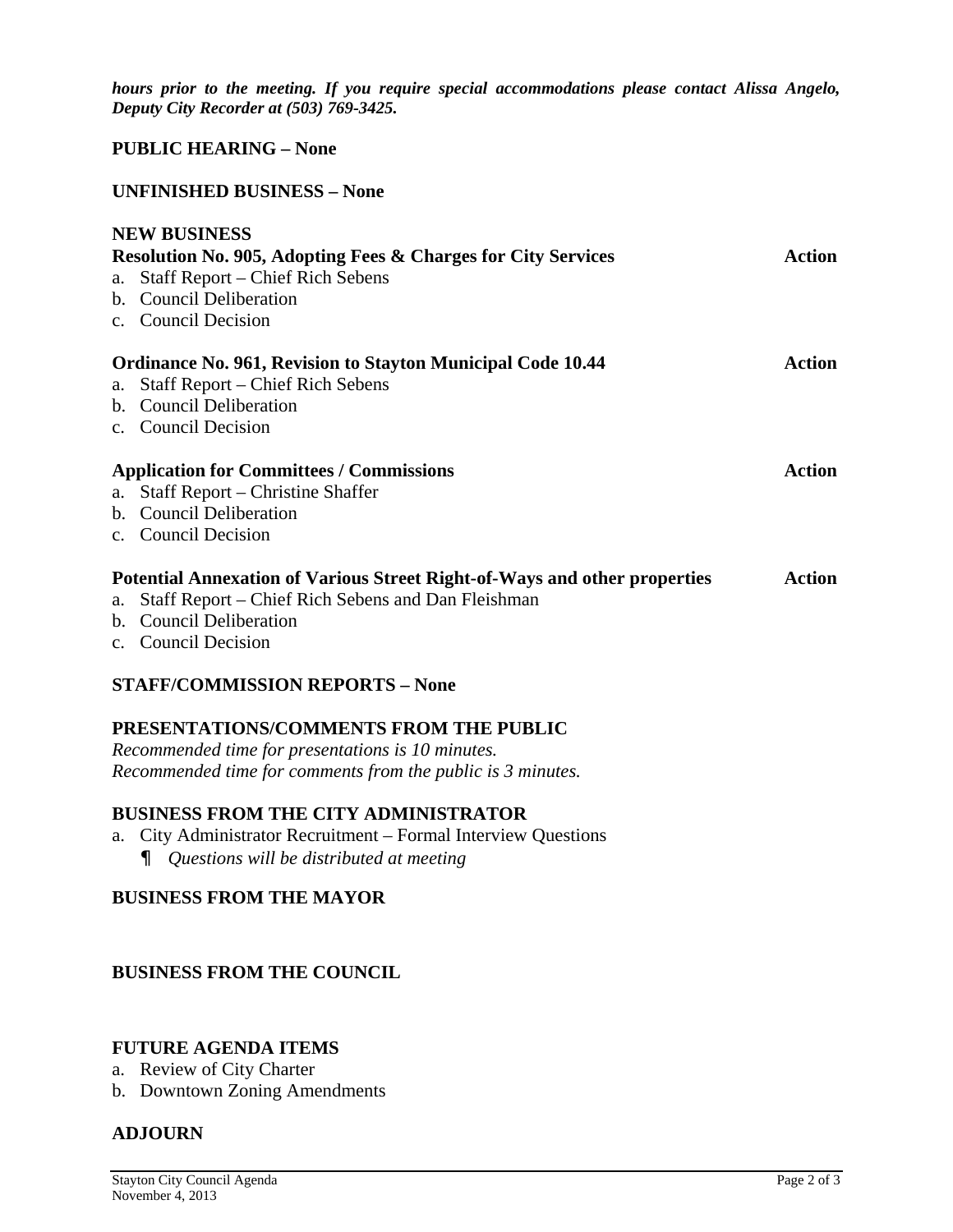***hours prior to the meeting. If you require special accommodations please contact Alissa Angelo, Deputy City Recorder at (503) 769-3425.***

**PUBLIC HEARING – None**

**UNFINISHED BUSINESS – None**

**NEW BUSINESS**

**Resolution No. 905, Adopting Fees & Charges for City Services** **Action**

a. Staff Report – Chief Rich Sebens
b. Council Deliberation
c. Council Decision

**Ordinance No. 961, Revision to Stayton Municipal Code 10.44** **Action**

a. Staff Report – Chief Rich Sebens
b. Council Deliberation
c. Council Decision

**Application for Committees / Commissions** **Action**

a. Staff Report – Christine Shaffer
b. Council Deliberation
c. Council Decision

**Potential Annexation of Various Street Right-of-Ways and other properties** **Action**

a. Staff Report – Chief Rich Sebens and Dan Fleishman
b. Council Deliberation
c. Council Decision

**STAFF/COMMISSION REPORTS – None**

**PRESENTATIONS/COMMENTS FROM THE PUBLIC**

*Recommended time for presentations is 10 minutes.*
*Recommended time for comments from the public is 3 minutes.*

**BUSINESS FROM THE CITY ADMINISTRATOR**

a. City Administrator Recruitment – Formal Interview Questions
   - *Questions will be distributed at meeting*

**BUSINESS FROM THE MAYOR**

**BUSINESS FROM THE COUNCIL**

**FUTURE AGENDA ITEMS**

a. Review of City Charter
b. Downtown Zoning Amendments

**ADJOURN**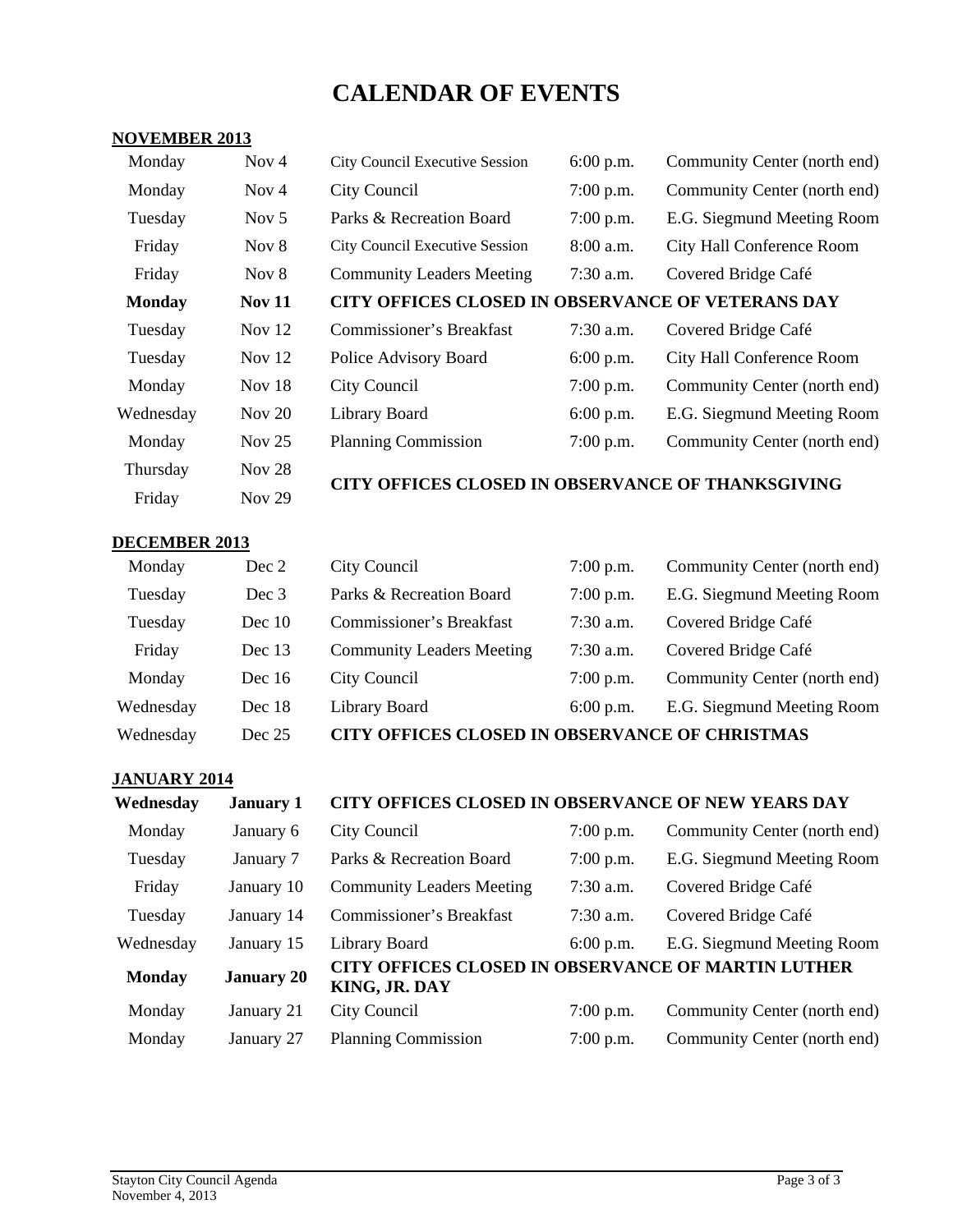# CALENDAR OF EVENTS

**NOVEMBER 2013**

| | | | | |
|---|---|---|---|---|
| Monday | Nov 4 | City Council Executive Session | 6:00 p.m. | Community Center (north end) |
| Monday | Nov 4 | City Council | 7:00 p.m. | Community Center (north end) |
| Tuesday | Nov 5 | Parks & Recreation Board | 7:00 p.m. | E.G. Siegmund Meeting Room |
| Friday | Nov 8 | City Council Executive Session | 8:00 a.m. | City Hall Conference Room |
| Friday | Nov 8 | Community Leaders Meeting | 7:30 a.m. | Covered Bridge Café |
| **Monday** | **Nov 11** | **CITY OFFICES CLOSED IN OBSERVANCE OF VETERANS DAY** | | |
| Tuesday | Nov 12 | Commissioner's Breakfast | 7:30 a.m. | Covered Bridge Café |
| Tuesday | Nov 12 | Police Advisory Board | 6:00 p.m. | City Hall Conference Room |
| Monday | Nov 18 | City Council | 7:00 p.m. | Community Center (north end) |
| Wednesday | Nov 20 | Library Board | 6:00 p.m. | E.G. Siegmund Meeting Room |
| Monday | Nov 25 | Planning Commission | 7:00 p.m. | Community Center (north end) |
| Thursday | Nov 28 | **CITY OFFICES CLOSED IN OBSERVANCE OF THANKSGIVING** | | |
| Friday | Nov 29 | | | |

**DECEMBER 2013**

| | | | | |
|---|---|---|---|---|
| Monday | Dec 2 | City Council | 7:00 p.m. | Community Center (north end) |
| Tuesday | Dec 3 | Parks & Recreation Board | 7:00 p.m. | E.G. Siegmund Meeting Room |
| Tuesday | Dec 10 | Commissioner's Breakfast | 7:30 a.m. | Covered Bridge Café |
| Friday | Dec 13 | Community Leaders Meeting | 7:30 a.m. | Covered Bridge Café |
| Monday | Dec 16 | City Council | 7:00 p.m. | Community Center (north end) |
| Wednesday | Dec 18 | Library Board | 6:00 p.m. | E.G. Siegmund Meeting Room |
| Wednesday | Dec 25 | **CITY OFFICES CLOSED IN OBSERVANCE OF CHRISTMAS** | | |

**JANUARY 2014**

| | | | | |
|---|---|---|---|---|
| **Wednesday** | **January 1** | **CITY OFFICES CLOSED IN OBSERVANCE OF NEW YEARS DAY** | | |
| Monday | January 6 | City Council | 7:00 p.m. | Community Center (north end) |
| Tuesday | January 7 | Parks & Recreation Board | 7:00 p.m. | E.G. Siegmund Meeting Room |
| Friday | January 10 | Community Leaders Meeting | 7:30 a.m. | Covered Bridge Café |
| Tuesday | January 14 | Commissioner's Breakfast | 7:30 a.m. | Covered Bridge Café |
| Wednesday | January 15 | Library Board | 6:00 p.m. | E.G. Siegmund Meeting Room |
| **Monday** | **January 20** | **CITY OFFICES CLOSED IN OBSERVANCE OF MARTIN LUTHER KING, JR. DAY** | | |
| Monday | January 21 | City Council | 7:00 p.m. | Community Center (north end) |
| Monday | January 27 | Planning Commission | 7:00 p.m. | Community Center (north end) |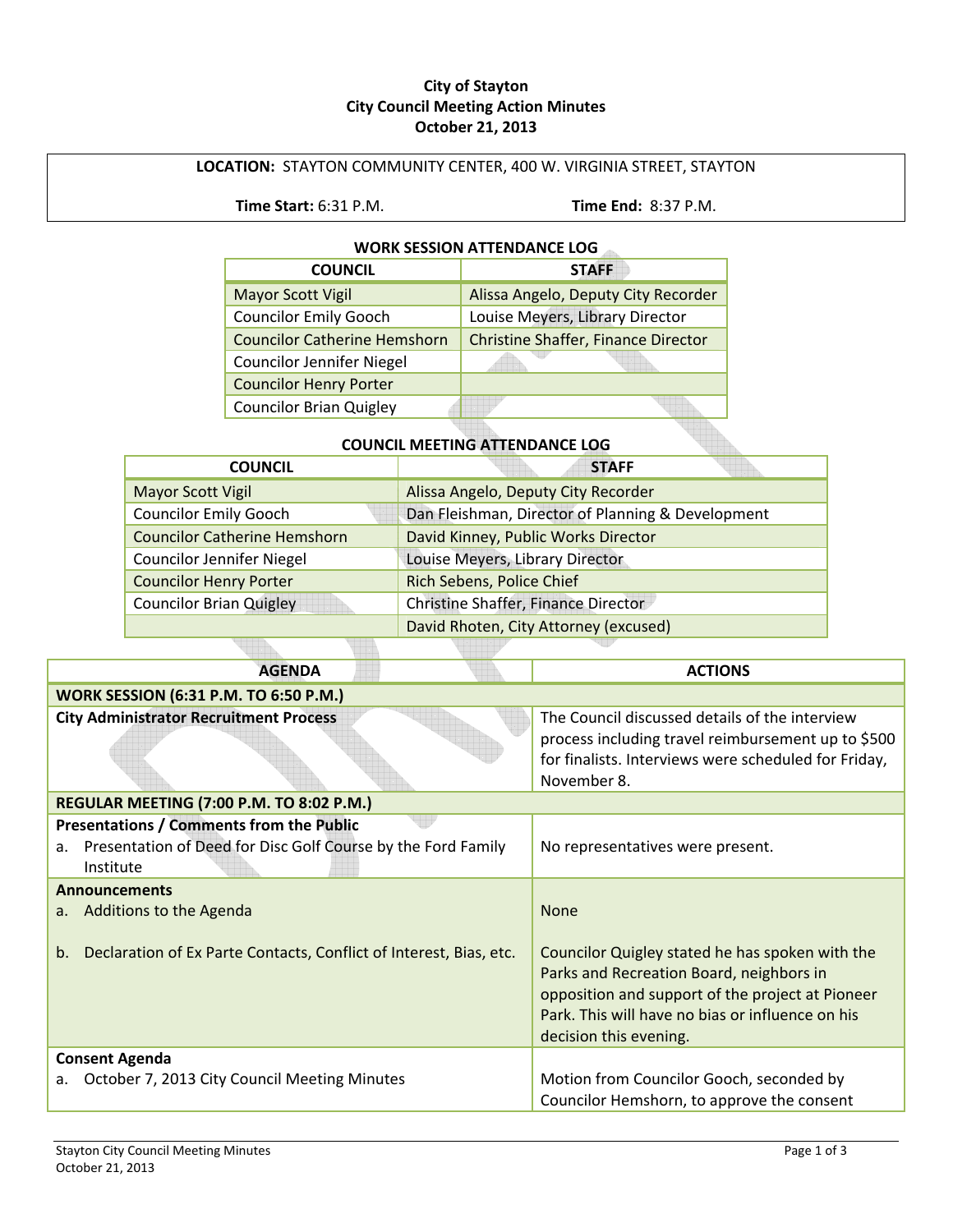**City of Stayton**
**City Council Meeting Action Minutes**
**October 21, 2013**

| **LOCATION:** STAYTON COMMUNITY CENTER, 400 W. VIRGINIA STREET, STAYTON | |
|---|---|
| **Time Start:** 6:31 P.M. | **Time End:** 8:37 P.M. |

**WORK SESSION ATTENDANCE LOG**

| COUNCIL | STAFF |
|---|---|
| Mayor Scott Vigil | Alissa Angelo, Deputy City Recorder |
| Councilor Emily Gooch | Louise Meyers, Library Director |
| Councilor Catherine Hemshorn | Christine Shaffer, Finance Director |
| Councilor Jennifer Niegel | |
| Councilor Henry Porter | |
| Councilor Brian Quigley | |

**COUNCIL MEETING ATTENDANCE LOG**

| COUNCIL | STAFF |
|---|---|
| Mayor Scott Vigil | Alissa Angelo, Deputy City Recorder |
| Councilor Emily Gooch | Dan Fleishman, Director of Planning & Development |
| Councilor Catherine Hemshorn | David Kinney, Public Works Director |
| Councilor Jennifer Niegel | Louise Meyers, Library Director |
| Councilor Henry Porter | Rich Sebens, Police Chief |
| Councilor Brian Quigley | Christine Shaffer, Finance Director |
| | David Rhoten, City Attorney (excused) |

| AGENDA | ACTIONS |
|---|---|
| **WORK SESSION (6:31 P.M. TO 6:50 P.M.)** | |
| **City Administrator Recruitment Process** | The Council discussed details of the interview process including travel reimbursement up to $500 for finalists. Interviews were scheduled for Friday, November 8. |
| **REGULAR MEETING (7:00 P.M. TO 8:02 P.M.)** | |
| **Presentations / Comments from the Public** | |
| a. Presentation of Deed for Disc Golf Course by the Ford Family Institute | No representatives were present. |
| **Announcements** | |
| a. Additions to the Agenda | None |
| b. Declaration of Ex Parte Contacts, Conflict of Interest, Bias, etc. | Councilor Quigley stated he has spoken with the Parks and Recreation Board, neighbors in opposition and support of the project at Pioneer Park. This will have no bias or influence on his decision this evening. |
| **Consent Agenda** | |
| a. October 7, 2013 City Council Meeting Minutes | Motion from Councilor Gooch, seconded by Councilor Hemshorn, to approve the consent |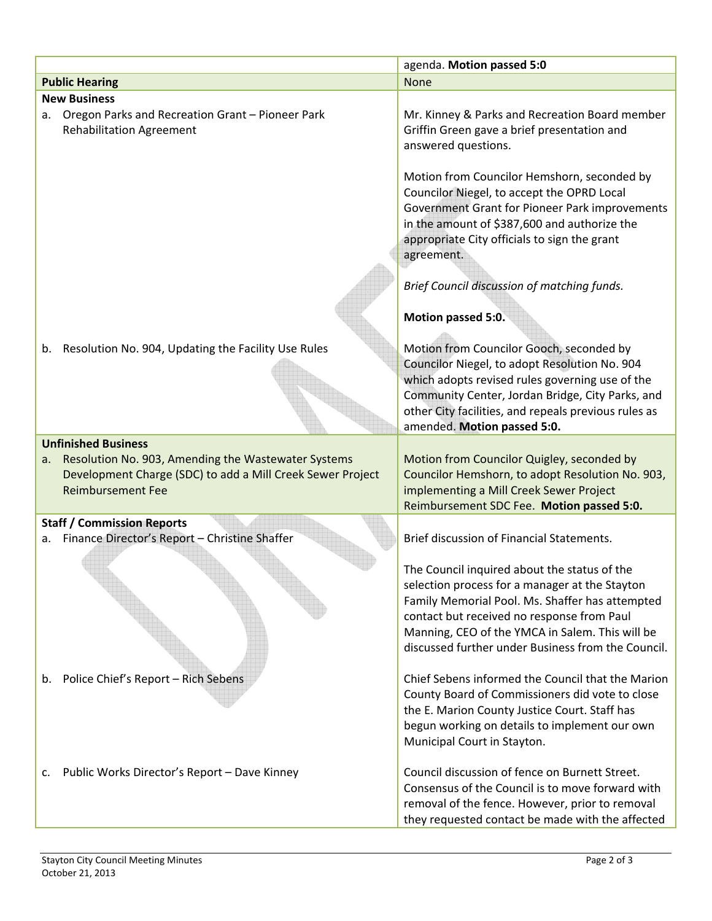| | |
|---|---|
| | agenda. **Motion passed 5:0** |
| **Public Hearing** | None |
| **New Business** | |
| a. Oregon Parks and Recreation Grant – Pioneer Park Rehabilitation Agreement | Mr. Kinney & Parks and Recreation Board member Griffin Green gave a brief presentation and answered questions.<br><br>Motion from Councilor Hemshorn, seconded by Councilor Niegel, to accept the OPRD Local Government Grant for Pioneer Park improvements in the amount of $387,600 and authorize the appropriate City officials to sign the grant agreement.<br><br>*Brief Council discussion of matching funds.*<br><br>**Motion passed 5:0.** |
| b. Resolution No. 904, Updating the Facility Use Rules | Motion from Councilor Gooch, seconded by Councilor Niegel, to adopt Resolution No. 904 which adopts revised rules governing use of the Community Center, Jordan Bridge, City Parks, and other City facilities, and repeals previous rules as amended. **Motion passed 5:0.** |
| **Unfinished Business** | |
| a. Resolution No. 903, Amending the Wastewater Systems Development Charge (SDC) to add a Mill Creek Sewer Project Reimbursement Fee | Motion from Councilor Quigley, seconded by Councilor Hemshorn, to adopt Resolution No. 903, implementing a Mill Creek Sewer Project Reimbursement SDC Fee. **Motion passed 5:0.** |
| **Staff / Commission Reports** | |
| a. Finance Director's Report – Christine Shaffer | Brief discussion of Financial Statements.<br><br>The Council inquired about the status of the selection process for a manager at the Stayton Family Memorial Pool. Ms. Shaffer has attempted contact but received no response from Paul Manning, CEO of the YMCA in Salem. This will be discussed further under Business from the Council. |
| b. Police Chief's Report – Rich Sebens | Chief Sebens informed the Council that the Marion County Board of Commissioners did vote to close the E. Marion County Justice Court. Staff has begun working on details to implement our own Municipal Court in Stayton. |
| c. Public Works Director's Report – Dave Kinney | Council discussion of fence on Burnett Street. Consensus of the Council is to move forward with removal of the fence. However, prior to removal they requested contact be made with the affected |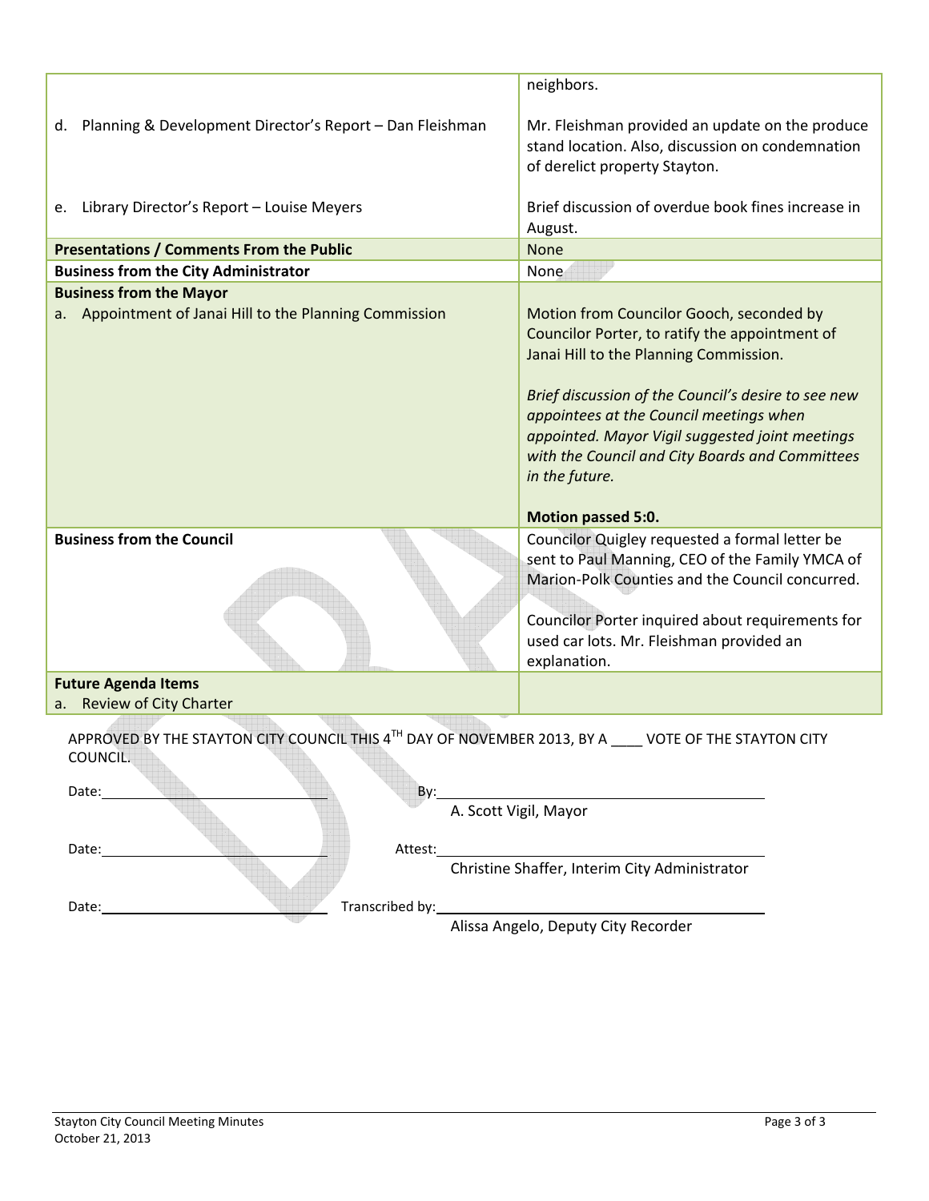| | |
|---|---|
| | neighbors. |
| d. Planning & Development Director's Report – Dan Fleishman | Mr. Fleishman provided an update on the produce stand location. Also, discussion on condemnation of derelict property Stayton. |
| e. Library Director's Report – Louise Meyers | Brief discussion of overdue book fines increase in August. |
| **Presentations / Comments From the Public** | None |
| **Business from the City Administrator** | None |
| **Business from the Mayor**<br>a. Appointment of Janai Hill to the Planning Commission | Motion from Councilor Gooch, seconded by Councilor Porter, to ratify the appointment of Janai Hill to the Planning Commission.<br><br>*Brief discussion of the Council's desire to see new appointees at the Council meetings when appointed. Mayor Vigil suggested joint meetings with the Council and City Boards and Committees in the future.*<br><br>**Motion passed 5:0.** |
| **Business from the Council** | Councilor Quigley requested a formal letter be sent to Paul Manning, CEO of the Family YMCA of Marion-Polk Counties and the Council concurred.<br><br>Councilor Porter inquired about requirements for used car lots. Mr. Fleishman provided an explanation. |
| **Future Agenda Items**<br>a. Review of City Charter | |

APPROVED BY THE STAYTON CITY COUNCIL THIS 4TH DAY OF NOVEMBER 2013, BY A ____ VOTE OF THE STAYTON CITY COUNCIL.

Date:______________________ By:______________________
A. Scott Vigil, Mayor

Date:______________________ Attest:______________________
Christine Shaffer, Interim City Administrator

Date:______________________ Transcribed by:______________________
Alissa Angelo, Deputy City Recorder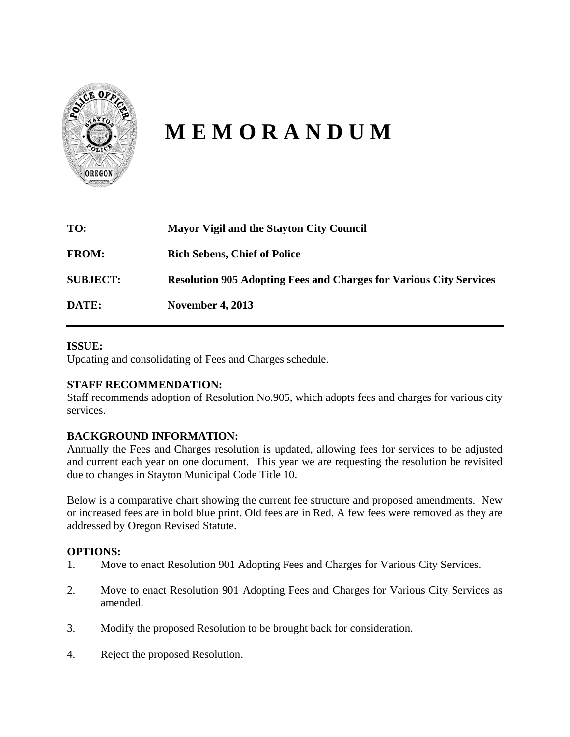# M E M O R A N D U M

| | |
|---|---|
| **TO:** | **Mayor Vigil and the Stayton City Council** |
| **FROM:** | **Rich Sebens, Chief of Police** |
| **SUBJECT:** | **Resolution 905 Adopting Fees and Charges for Various City Services** |
| **DATE:** | **November 4, 2013** |

**ISSUE:**
Updating and consolidating of Fees and Charges schedule.

**STAFF RECOMMENDATION:**
Staff recommends adoption of Resolution No.905, which adopts fees and charges for various city services.

**BACKGROUND INFORMATION:**
Annually the Fees and Charges resolution is updated, allowing fees for services to be adjusted and current each year on one document. This year we are requesting the resolution be revisited due to changes in Stayton Municipal Code Title 10.

Below is a comparative chart showing the current fee structure and proposed amendments. New or increased fees are in bold blue print. Old fees are in Red. A few fees were removed as they are addressed by Oregon Revised Statute.

**OPTIONS:**
1. Move to enact Resolution 901 Adopting Fees and Charges for Various City Services.
2. Move to enact Resolution 901 Adopting Fees and Charges for Various City Services as amended.
3. Modify the proposed Resolution to be brought back for consideration.
4. Reject the proposed Resolution.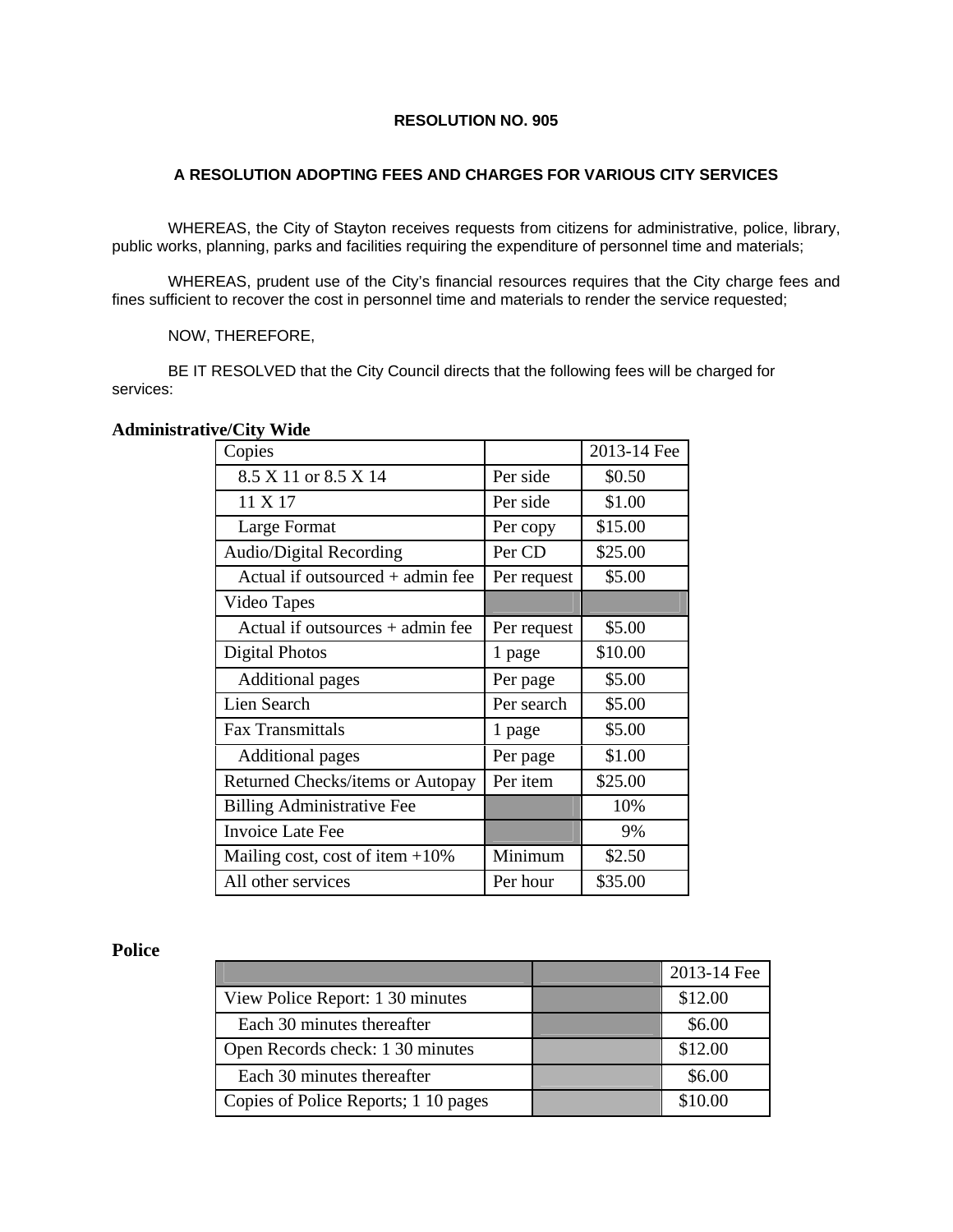**RESOLUTION NO. 905**

**A RESOLUTION ADOPTING FEES AND CHARGES FOR VARIOUS CITY SERVICES**

WHEREAS, the City of Stayton receives requests from citizens for administrative, police, library, public works, planning, parks and facilities requiring the expenditure of personnel time and materials;

WHEREAS, prudent use of the City's financial resources requires that the City charge fees and fines sufficient to recover the cost in personnel time and materials to render the service requested;

NOW, THEREFORE,

BE IT RESOLVED that the City Council directs that the following fees will be charged for services:

### Administrative/City Wide

| Copies | | 2013-14 Fee |
|---|---|---|
| 8.5 X 11 or 8.5 X 14 | Per side | $0.50 |
| 11 X 17 | Per side | $1.00 |
| Large Format | Per copy | $15.00 |
| Audio/Digital Recording | Per CD | $25.00 |
| Actual if outsourced + admin fee | Per request | $5.00 |
| Video Tapes | | |
| Actual if outsources + admin fee | Per request | $5.00 |
| Digital Photos | 1 page | $10.00 |
| Additional pages | Per page | $5.00 |
| Lien Search | Per search | $5.00 |
| Fax Transmittals | 1 page | $5.00 |
| Additional pages | Per page | $1.00 |
| Returned Checks/items or Autopay | Per item | $25.00 |
| Billing Administrative Fee | | 10% |
| Invoice Late Fee | | 9% |
| Mailing cost, cost of item +10% | Minimum | $2.50 |
| All other services | Per hour | $35.00 |

### Police

| | | 2013-14 Fee |
|---|---|---|
| View Police Report: 1 30 minutes | | $12.00 |
| Each 30 minutes thereafter | | $6.00 |
| Open Records check: 1 30 minutes | | $12.00 |
| Each 30 minutes thereafter | | $6.00 |
| Copies of Police Reports; 1 10 pages | | $10.00 |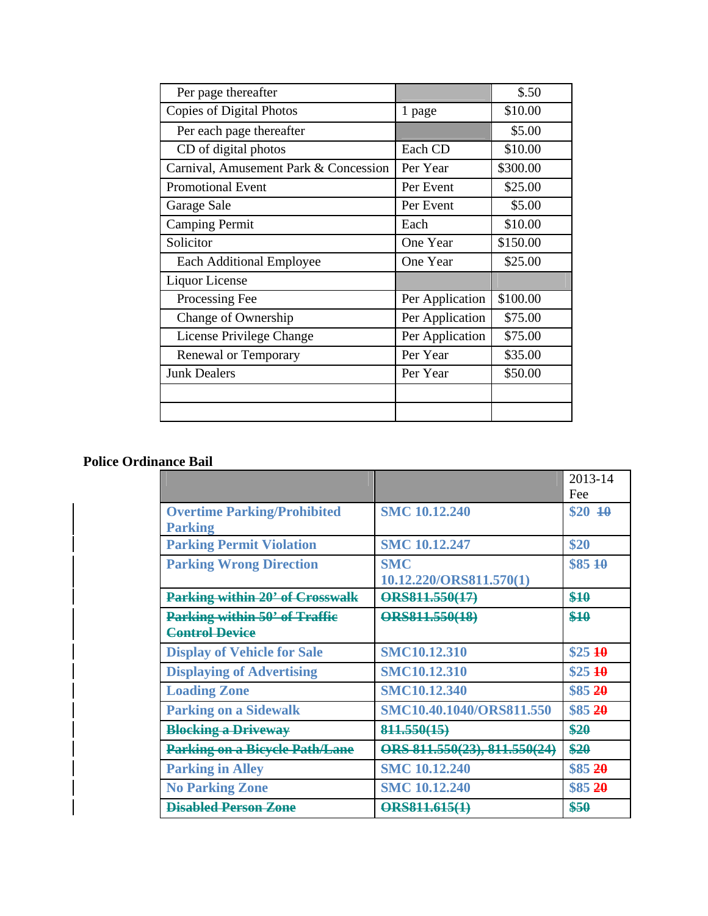| | | |
|---|---|---|
| Per page thereafter | | $.50 |
| Copies of Digital Photos | 1 page | $10.00 |
| Per each page thereafter | | $5.00 |
| CD of digital photos | Each CD | $10.00 |
| Carnival, Amusement Park & Concession | Per Year | $300.00 |
| Promotional Event | Per Event | $25.00 |
| Garage Sale | Per Event | $5.00 |
| Camping Permit | Each | $10.00 |
| Solicitor | One Year | $150.00 |
| Each Additional Employee | One Year | $25.00 |
| Liquor License | | |
| Processing Fee | Per Application | $100.00 |
| Change of Ownership | Per Application | $75.00 |
| License Privilege Change | Per Application | $75.00 |
| Renewal or Temporary | Per Year | $35.00 |
| Junk Dealers | Per Year | $50.00 |
| | | |
| | | |

**Police Ordinance Bail**

| | | 2013-14 Fee |
|---|---|---|
| **Overtime Parking/Prohibited Parking** | **SMC 10.12.240** | **$20 ~~10~~** |
| **Parking Permit Violation** | **SMC 10.12.247** | **$20** |
| **Parking Wrong Direction** | **SMC 10.12.220/ORS811.570(1)** | **$85 ~~10~~** |
| ~~**Parking within 20' of Crosswalk**~~ | ~~**ORS811.550(17)**~~ | ~~**$10**~~ |
| ~~**Parking within 50' of Traffic Control Device**~~ | ~~**ORS811.550(18)**~~ | ~~**$10**~~ |
| **Display of Vehicle for Sale** | **SMC10.12.310** | **$25 ~~10~~** |
| **Displaying of Advertising** | **SMC10.12.310** | **$25 ~~10~~** |
| **Loading Zone** | **SMC10.12.340** | **$85 ~~20~~** |
| **Parking on a Sidewalk** | **SMC10.40.1040/ORS811.550** | **$85 ~~20~~** |
| ~~**Blocking a Driveway**~~ | ~~**811.550(15)**~~ | ~~**$20**~~ |
| ~~**Parking on a Bicycle Path/Lane**~~ | ~~**ORS 811.550(23), 811.550(24)**~~ | ~~**$20**~~ |
| **Parking in Alley** | **SMC 10.12.240** | **$85 ~~20~~** |
| **No Parking Zone** | **SMC 10.12.240** | **$85 ~~20~~** |
| ~~**Disabled Person Zone**~~ | ~~**ORS811.615(1)**~~ | ~~**$50**~~ |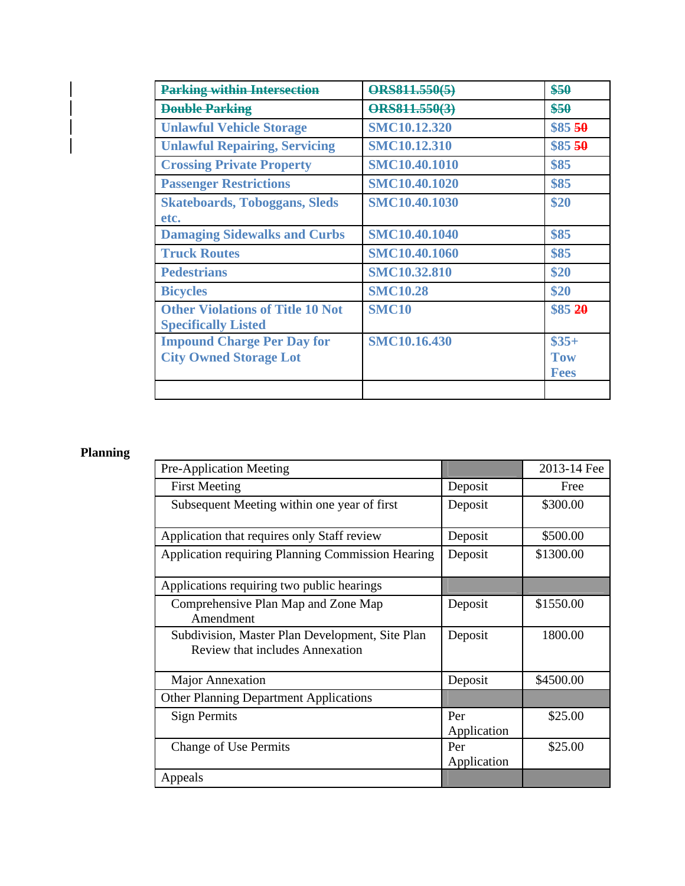| ~~Parking within Intersection~~ | ~~ORS811.550(5)~~ | ~~$50~~ |
|---|---|---|
| ~~Double Parking~~ | ~~ORS811.550(3)~~ | ~~$50~~ |
| Unlawful Vehicle Storage | SMC10.12.320 | $85 ~~50~~ |
| Unlawful Repairing, Servicing | SMC10.12.310 | $85 ~~50~~ |
| Crossing Private Property | SMC10.40.1010 | $85 |
| Passenger Restrictions | SMC10.40.1020 | $85 |
| Skateboards, Toboggans, Sleds etc. | SMC10.40.1030 | $20 |
| Damaging Sidewalks and Curbs | SMC10.40.1040 | $85 |
| Truck Routes | SMC10.40.1060 | $85 |
| Pedestrians | SMC10.32.810 | $20 |
| Bicycles | SMC10.28 | $20 |
| Other Violations of Title 10 Not Specifically Listed | SMC10 | $85 ~~20~~ |
| Impound Charge Per Day for City Owned Storage Lot | SMC10.16.430 | $35+ Tow Fees |
| | | |

**Planning**

| Pre-Application Meeting | | 2013-14 Fee |
|---|---|---|
| First Meeting | Deposit | Free |
| Subsequent Meeting within one year of first | Deposit | $300.00 |
| Application that requires only Staff review | Deposit | $500.00 |
| Application requiring Planning Commission Hearing | Deposit | $1300.00 |
| Applications requiring two public hearings | | |
| Comprehensive Plan Map and Zone Map Amendment | Deposit | $1550.00 |
| Subdivision, Master Plan Development, Site Plan Review that includes Annexation | Deposit | 1800.00 |
| Major Annexation | Deposit | $4500.00 |
| Other Planning Department Applications | | |
| Sign Permits | Per Application | $25.00 |
| Change of Use Permits | Per Application | $25.00 |
| Appeals | | |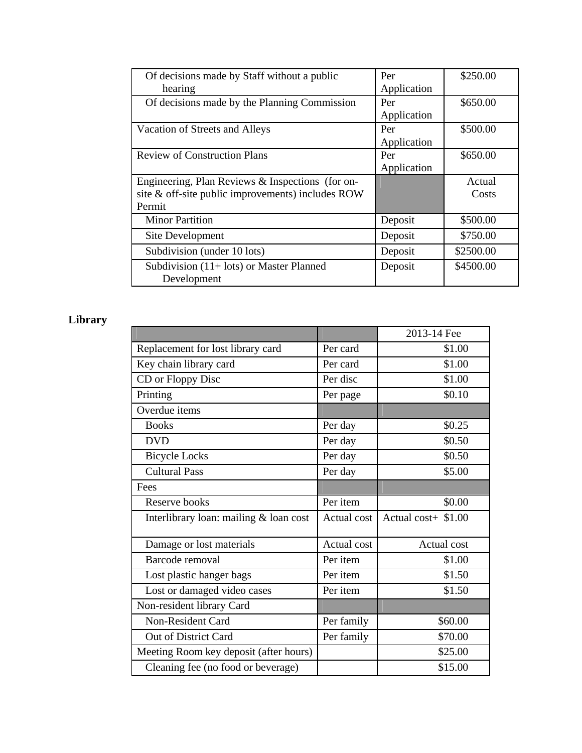| | | |
|---|---|---|
| Of decisions made by Staff without a public hearing | Per Application | $250.00 |
| Of decisions made by the Planning Commission | Per Application | $650.00 |
| Vacation of Streets and Alleys | Per Application | $500.00 |
| Review of Construction Plans | Per Application | $650.00 |
| Engineering, Plan Reviews & Inspections (for on-site & off-site public improvements) includes ROW Permit | | Actual Costs |
| Minor Partition | Deposit | $500.00 |
| Site Development | Deposit | $750.00 |
| Subdivision (under 10 lots) | Deposit | $2500.00 |
| Subdivision (11+ lots) or Master Planned Development | Deposit | $4500.00 |

**Library**

| | | 2013-14 Fee |
|---|---|---|
| Replacement for lost library card | Per card | $1.00 |
| Key chain library card | Per card | $1.00 |
| CD or Floppy Disc | Per disc | $1.00 |
| Printing | Per page | $0.10 |
| Overdue items | | |
| Books | Per day | $0.25 |
| DVD | Per day | $0.50 |
| Bicycle Locks | Per day | $0.50 |
| Cultural Pass | Per day | $5.00 |
| Fees | | |
| Reserve books | Per item | $0.00 |
| Interlibrary loan: mailing & loan cost | Actual cost | Actual cost+ $1.00 |
| Damage or lost materials | Actual cost | Actual cost |
| Barcode removal | Per item | $1.00 |
| Lost plastic hanger bags | Per item | $1.50 |
| Lost or damaged video cases | Per item | $1.50 |
| Non-resident library Card | | |
| Non-Resident Card | Per family | $60.00 |
| Out of District Card | Per family | $70.00 |
| Meeting Room key deposit (after hours) | | $25.00 |
| Cleaning fee (no food or beverage) | | $15.00 |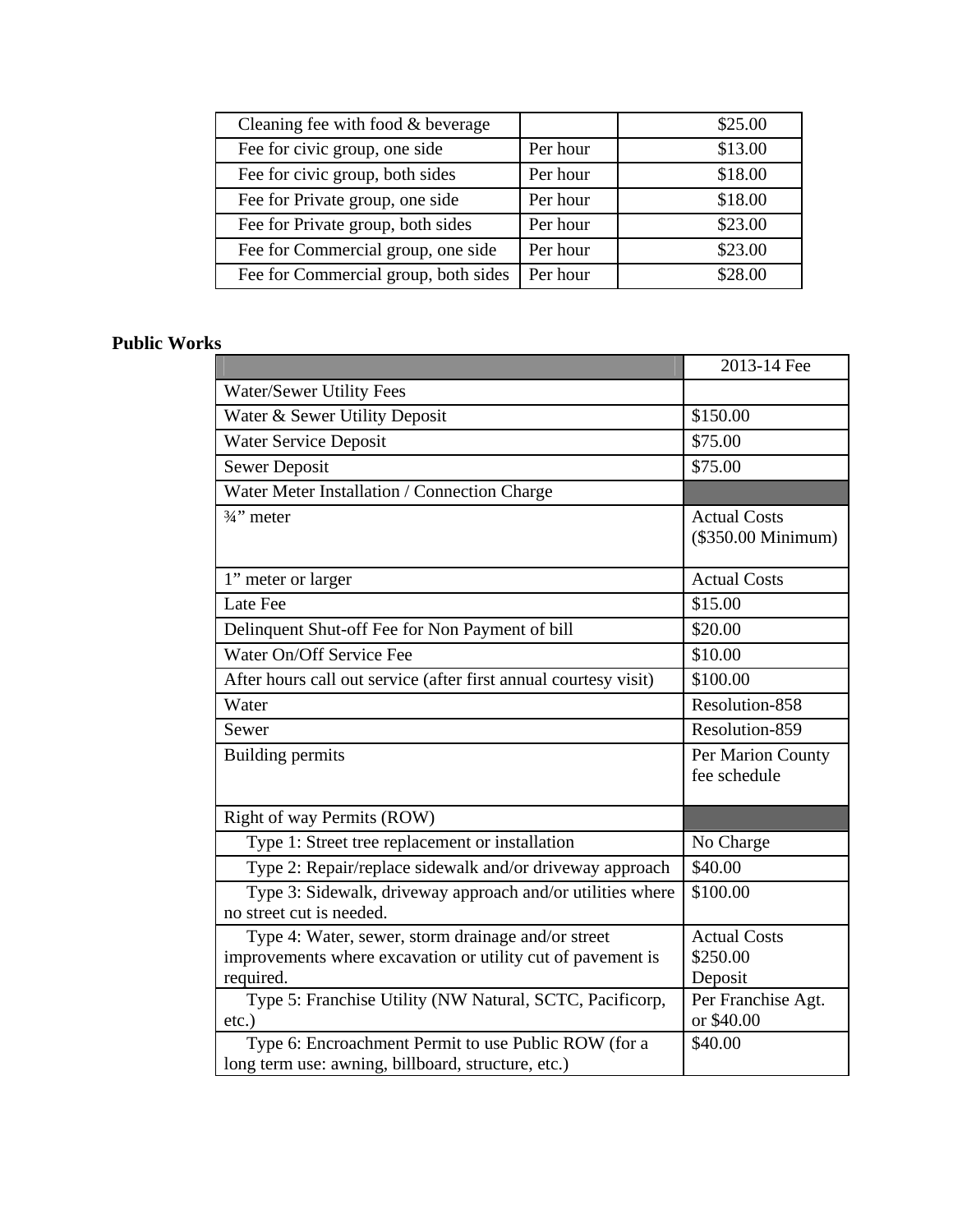| Cleaning fee with food & beverage | | $25.00 |
|---|---|---|
| Fee for civic group, one side | Per hour | $13.00 |
| Fee for civic group, both sides | Per hour | $18.00 |
| Fee for Private group, one side | Per hour | $18.00 |
| Fee for Private group, both sides | Per hour | $23.00 |
| Fee for Commercial group, one side | Per hour | $23.00 |
| Fee for Commercial group, both sides | Per hour | $28.00 |

**Public Works**

| | 2013-14 Fee |
|---|---|
| Water/Sewer Utility Fees | |
| Water & Sewer Utility Deposit | $150.00 |
| Water Service Deposit | $75.00 |
| Sewer Deposit | $75.00 |
| Water Meter Installation / Connection Charge | |
| ¾" meter | Actual Costs ($350.00 Minimum) |
| 1" meter or larger | Actual Costs |
| Late Fee | $15.00 |
| Delinquent Shut-off Fee for Non Payment of bill | $20.00 |
| Water On/Off Service Fee | $10.00 |
| After hours call out service (after first annual courtesy visit) | $100.00 |
| Water | Resolution-858 |
| Sewer | Resolution-859 |
| Building permits | Per Marion County fee schedule |
| Right of way Permits (ROW) | |
| Type 1: Street tree replacement or installation | No Charge |
| Type 2: Repair/replace sidewalk and/or driveway approach | $40.00 |
| Type 3: Sidewalk, driveway approach and/or utilities where no street cut is needed. | $100.00 |
| Type 4: Water, sewer, storm drainage and/or street improvements where excavation or utility cut of pavement is required. | Actual Costs $250.00 Deposit |
| Type 5: Franchise Utility (NW Natural, SCTC, Pacificorp, etc.) | Per Franchise Agt. or $40.00 |
| Type 6: Encroachment Permit to use Public ROW (for a long term use: awning, billboard, structure, etc.) | $40.00 |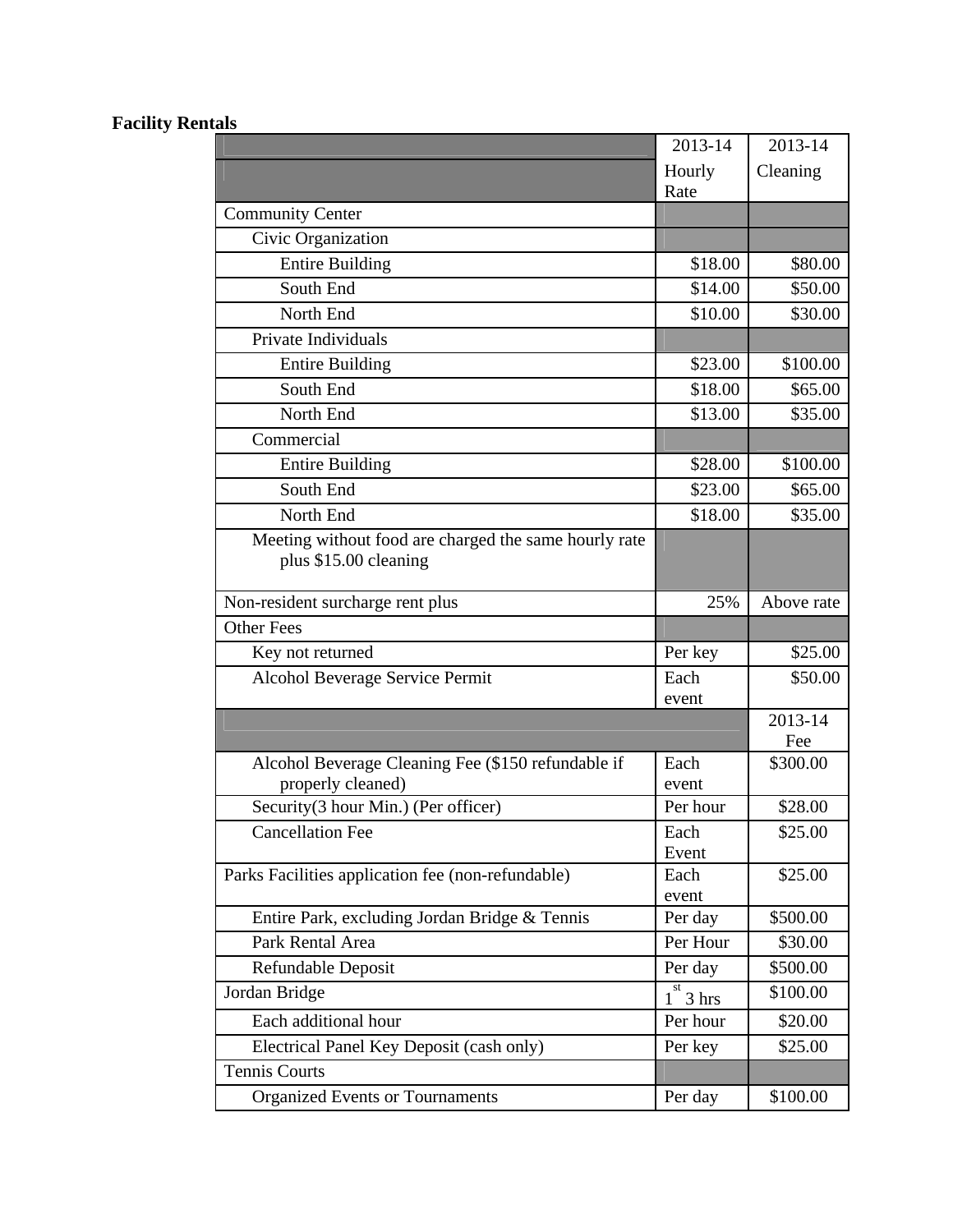**Facility Rentals**

| | 2013-14 Hourly Rate | 2013-14 Cleaning |
|---|---|---|
| Community Center | | |
| Civic Organization | | |
| Entire Building | $18.00 | $80.00 |
| South End | $14.00 | $50.00 |
| North End | $10.00 | $30.00 |
| Private Individuals | | |
| Entire Building | $23.00 | $100.00 |
| South End | $18.00 | $65.00 |
| North End | $13.00 | $35.00 |
| Commercial | | |
| Entire Building | $28.00 | $100.00 |
| South End | $23.00 | $65.00 |
| North End | $18.00 | $35.00 |
| Meeting without food are charged the same hourly rate plus $15.00 cleaning | | |
| Non-resident surcharge rent plus | 25% | Above rate |
| Other Fees | | |
| Key not returned | Per key | $25.00 |
| Alcohol Beverage Service Permit | Each event | $50.00 |
| | | 2013-14 Fee |
| Alcohol Beverage Cleaning Fee ($150 refundable if properly cleaned) | Each event | $300.00 |
| Security(3 hour Min.) (Per officer) | Per hour | $28.00 |
| Cancellation Fee | Each Event | $25.00 |
| Parks Facilities application fee (non-refundable) | Each event | $25.00 |
| Entire Park, excluding Jordan Bridge & Tennis | Per day | $500.00 |
| Park Rental Area | Per Hour | $30.00 |
| Refundable Deposit | Per day | $500.00 |
| Jordan Bridge | 1st 3 hrs | $100.00 |
| Each additional hour | Per hour | $20.00 |
| Electrical Panel Key Deposit (cash only) | Per key | $25.00 |
| Tennis Courts | | |
| Organized Events or Tournaments | Per day | $100.00 |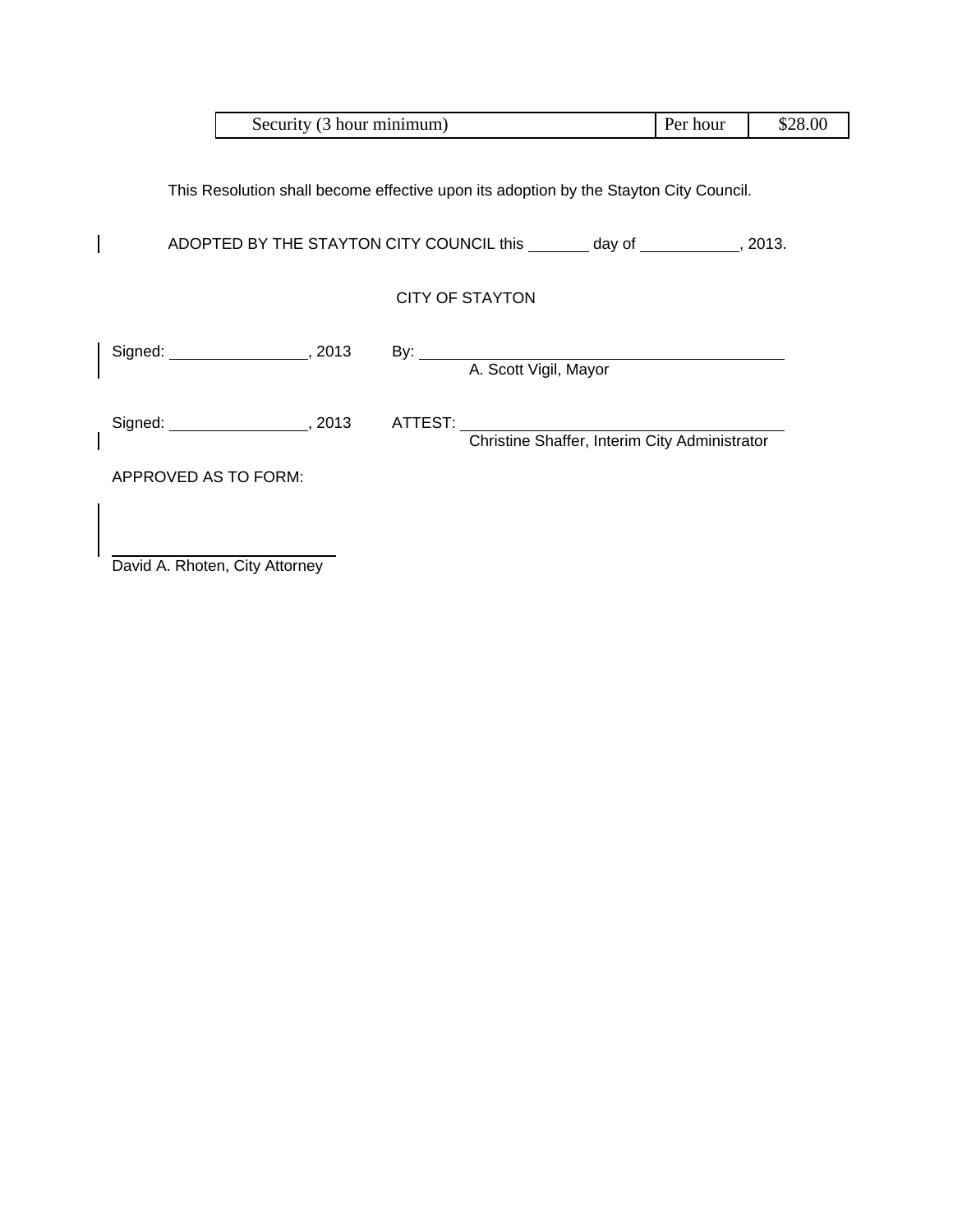| Security (3 hour minimum) | Per hour | $28.00 |
|---|---|---|

This Resolution shall become effective upon its adoption by the Stayton City Council.

ADOPTED BY THE STAYTON CITY COUNCIL this _______ day of ___________, 2013.

CITY OF STAYTON

Signed: ________________, 2013 By: ________________________________________
A. Scott Vigil, Mayor

Signed: ________________, 2013 ATTEST: ____________________________________
Christine Shaffer, Interim City Administrator

APPROVED AS TO FORM:

_________________________
David A. Rhoten, City Attorney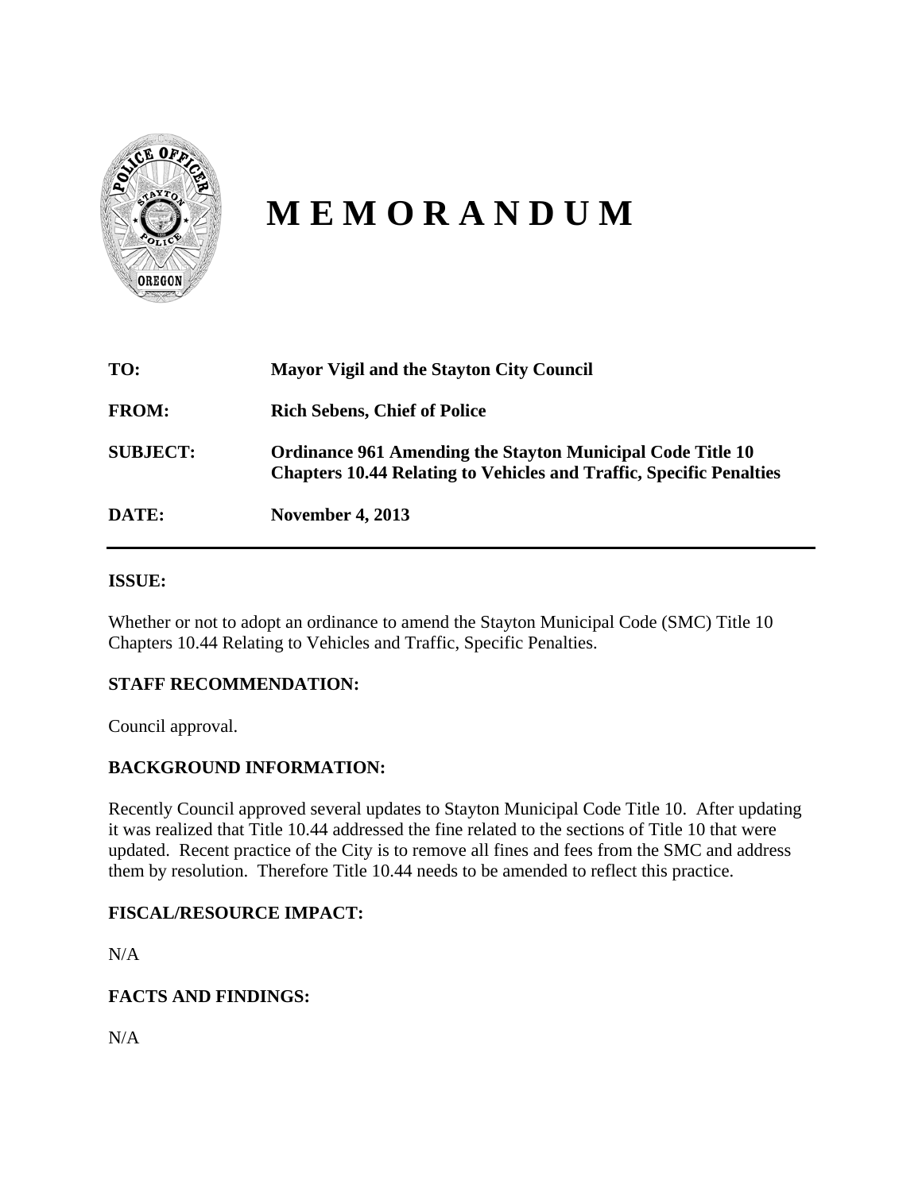# M E M O R A N D U M

**TO:** Mayor Vigil and the Stayton City Council

**FROM:** Rich Sebens, Chief of Police

**SUBJECT:** Ordinance 961 Amending the Stayton Municipal Code Title 10 Chapters 10.44 Relating to Vehicles and Traffic, Specific Penalties

**DATE:** November 4, 2013

---

**ISSUE:**

Whether or not to adopt an ordinance to amend the Stayton Municipal Code (SMC) Title 10 Chapters 10.44 Relating to Vehicles and Traffic, Specific Penalties.

**STAFF RECOMMENDATION:**

Council approval.

**BACKGROUND INFORMATION:**

Recently Council approved several updates to Stayton Municipal Code Title 10. After updating it was realized that Title 10.44 addressed the fine related to the sections of Title 10 that were updated. Recent practice of the City is to remove all fines and fees from the SMC and address them by resolution. Therefore Title 10.44 needs to be amended to reflect this practice.

**FISCAL/RESOURCE IMPACT:**

N/A

**FACTS AND FINDINGS:**

N/A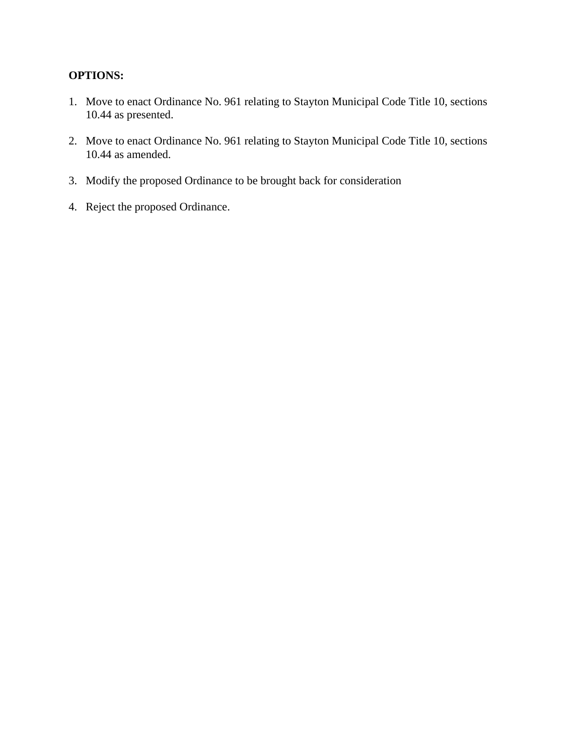**OPTIONS:**

1. Move to enact Ordinance No. 961 relating to Stayton Municipal Code Title 10, sections 10.44 as presented.

2. Move to enact Ordinance No. 961 relating to Stayton Municipal Code Title 10, sections 10.44 as amended.

3. Modify the proposed Ordinance to be brought back for consideration

4. Reject the proposed Ordinance.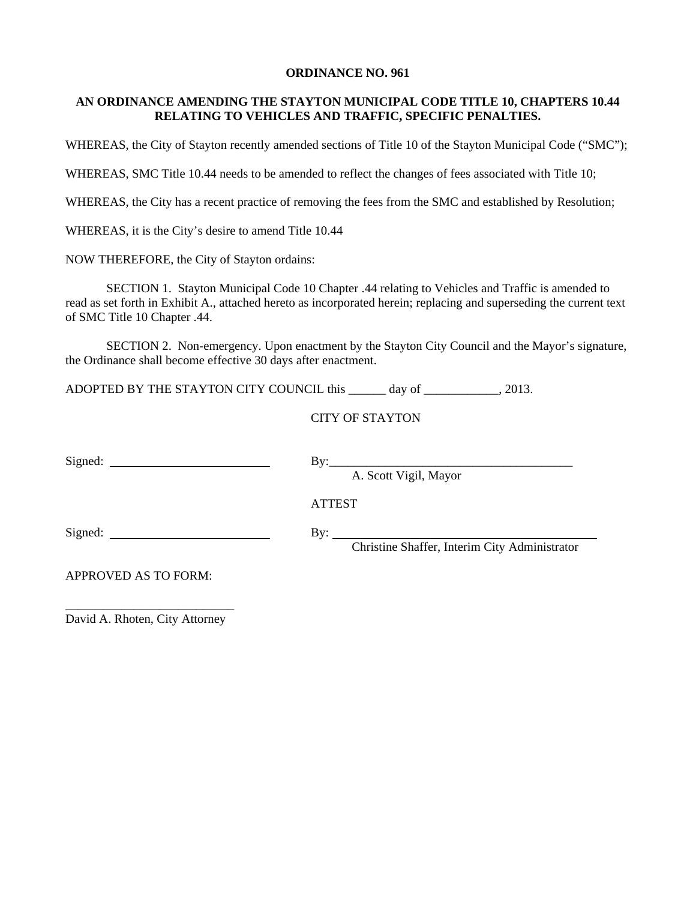**ORDINANCE NO. 961**

**AN ORDINANCE AMENDING THE STAYTON MUNICIPAL CODE TITLE 10, CHAPTERS 10.44 RELATING TO VEHICLES AND TRAFFIC, SPECIFIC PENALTIES.**

WHEREAS, the City of Stayton recently amended sections of Title 10 of the Stayton Municipal Code ("SMC");

WHEREAS, SMC Title 10.44 needs to be amended to reflect the changes of fees associated with Title 10;

WHEREAS, the City has a recent practice of removing the fees from the SMC and established by Resolution;

WHEREAS, it is the City's desire to amend Title 10.44

NOW THEREFORE, the City of Stayton ordains:

SECTION 1. Stayton Municipal Code 10 Chapter .44 relating to Vehicles and Traffic is amended to read as set forth in Exhibit A., attached hereto as incorporated herein; replacing and superseding the current text of SMC Title 10 Chapter .44.

SECTION 2. Non-emergency. Upon enactment by the Stayton City Council and the Mayor's signature, the Ordinance shall become effective 30 days after enactment.

ADOPTED BY THE STAYTON CITY COUNCIL this ______ day of ____________, 2013.

CITY OF STAYTON

Signed: ______________________ By:________________________________________
A. Scott Vigil, Mayor

ATTEST

Signed: ______________________ By: ________________________________________
Christine Shaffer, Interim City Administrator

APPROVED AS TO FORM:

___________________________
David A. Rhoten, City Attorney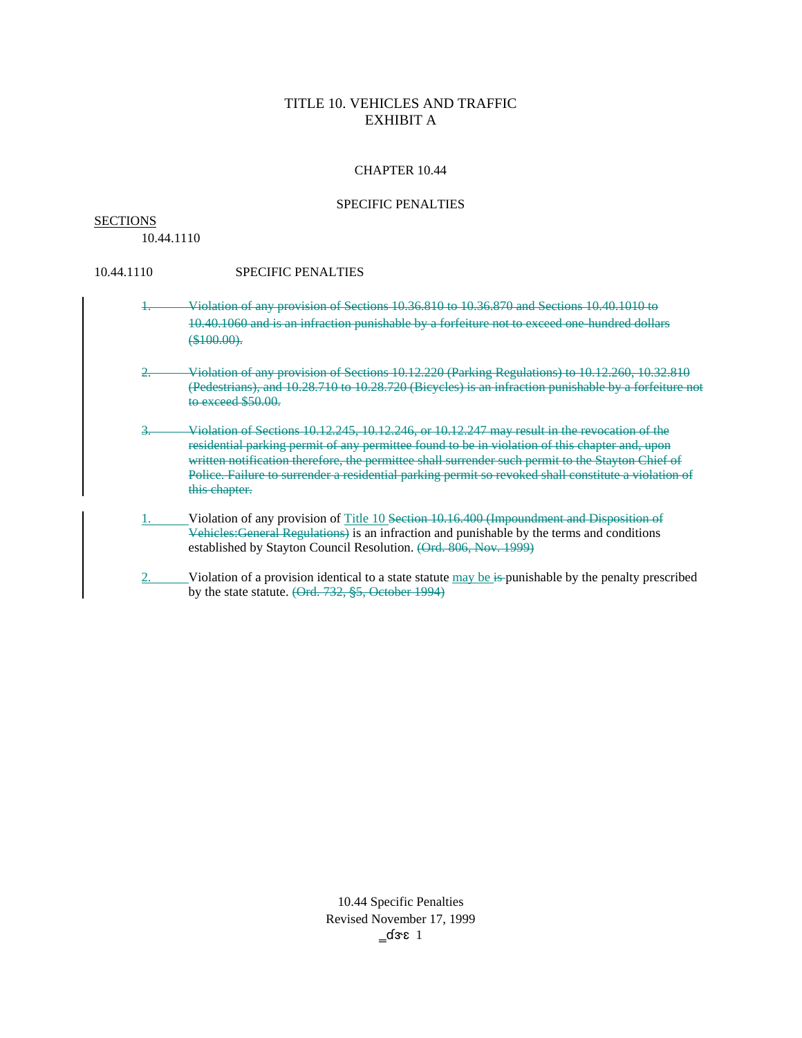TITLE 10. VEHICLES AND TRAFFIC
EXHIBIT A

# CHAPTER 10.44

## SPECIFIC PENALTIES

SECTIONS
10.44.1110

### 10.44.1110 SPECIFIC PENALTIES

~~1. Violation of any provision of Sections 10.36.810 to 10.36.870 and Sections 10.40.1010 to 10.40.1060 and is an infraction punishable by a forfeiture not to exceed one-hundred dollars ($100.00).~~

~~2. Violation of any provision of Sections 10.12.220 (Parking Regulations) to 10.12.260, 10.32.810 (Pedestrians), and 10.28.710 to 10.28.720 (Bicycles) is an infraction punishable by a forfeiture not to exceed $50.00.~~

~~3. Violation of Sections 10.12.245, 10.12.246, or 10.12.247 may result in the revocation of the residential parking permit of any permittee found to be in violation of this chapter and, upon written notification therefore, the permittee shall surrender such permit to the Stayton Chief of Police. Failure to surrender a residential parking permit so revoked shall constitute a violation of this chapter.~~

1. Violation of any provision of Title 10 ~~Section 10.16.400 (Impoundment and Disposition of Vehicles:General Regulations)~~ is an infraction and punishable by the terms and conditions established by Stayton Council Resolution. ~~(Ord. 806, Nov. 1999)~~

2. Violation of a provision identical to a state statute may be ~~is~~ punishable by the penalty prescribed by the state statute. ~~(Ord. 732, §5, October 1994)~~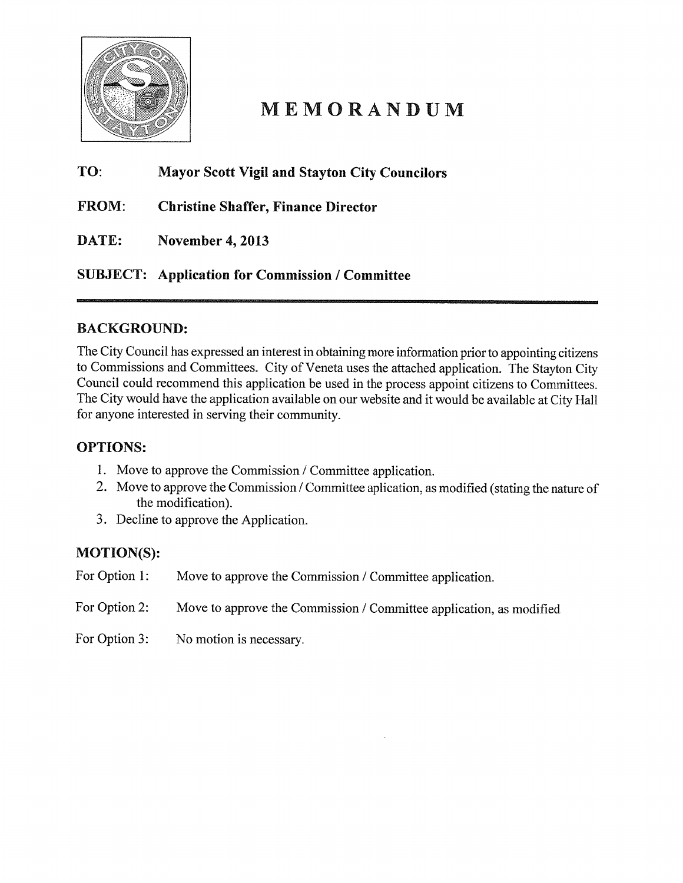# MEMORANDUM

**TO:** Mayor Scott Vigil and Stayton City Councilors

**FROM:** Christine Shaffer, Finance Director

**DATE:** November 4, 2013

**SUBJECT:** Application for Commission / Committee

---

## BACKGROUND:

The City Council has expressed an interest in obtaining more information prior to appointing citizens to Commissions and Committees. City of Veneta uses the attached application. The Stayton City Council could recommend this application be used in the process appoint citizens to Committees. The City would have the application available on our website and it would be available at City Hall for anyone interested in serving their community.

## OPTIONS:

1. Move to approve the Commission / Committee application.
2. Move to approve the Commission / Committee aplication, as modified (stating the nature of the modification).
3. Decline to approve the Application.

## MOTION(S):

For Option 1: Move to approve the Commission / Committee application.

For Option 2: Move to approve the Commission / Committee application, as modified

For Option 3: No motion is necessary.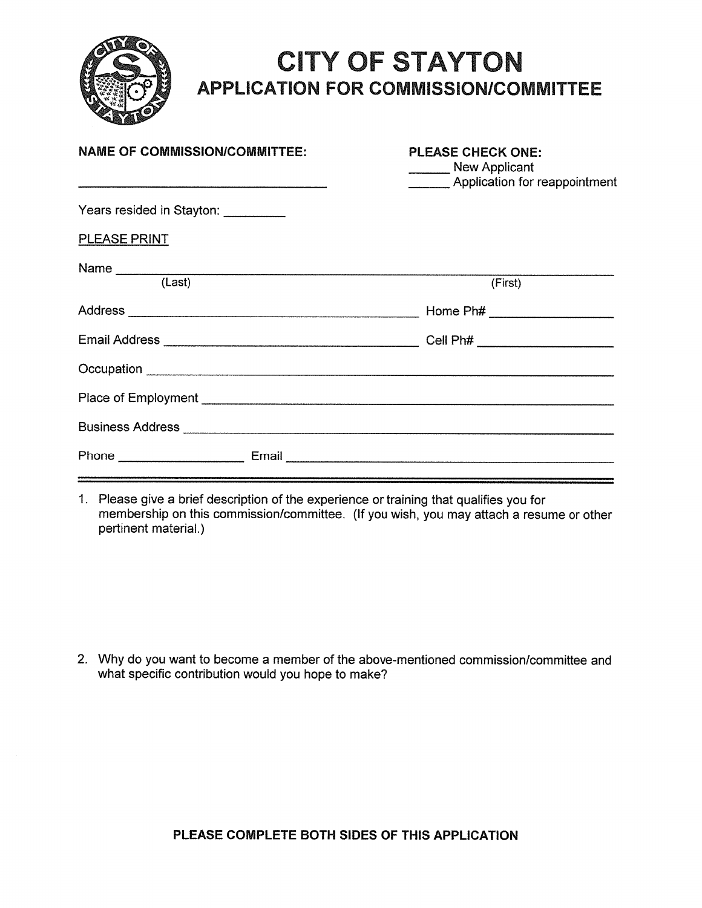# CITY OF STAYTON

## APPLICATION FOR COMMISSION/COMMITTEE

**NAME OF COMMISSION/COMMITTEE:**

___________________________________

**PLEASE CHECK ONE:**

______ New Applicant

______ Application for reappointment

Years resided in Stayton: _________

PLEASE PRINT

Name ________________________________________________________________
(Last) (First)

Address ___________________________________________ Home Ph# _________________

Email Address ______________________________________ Cell Ph# _________________

Occupation __________________________________________________________________

Place of Employment _________________________________________________________

Business Address ____________________________________________________________

Phone _________________ Email _______________________________________________

---

1. Please give a brief description of the experience or training that qualifies you for membership on this commission/committee. (If you wish, you may attach a resume or other pertinent material.)

2. Why do you want to become a member of the above-mentioned commission/committee and what specific contribution would you hope to make?

**PLEASE COMPLETE BOTH SIDES OF THIS APPLICATION**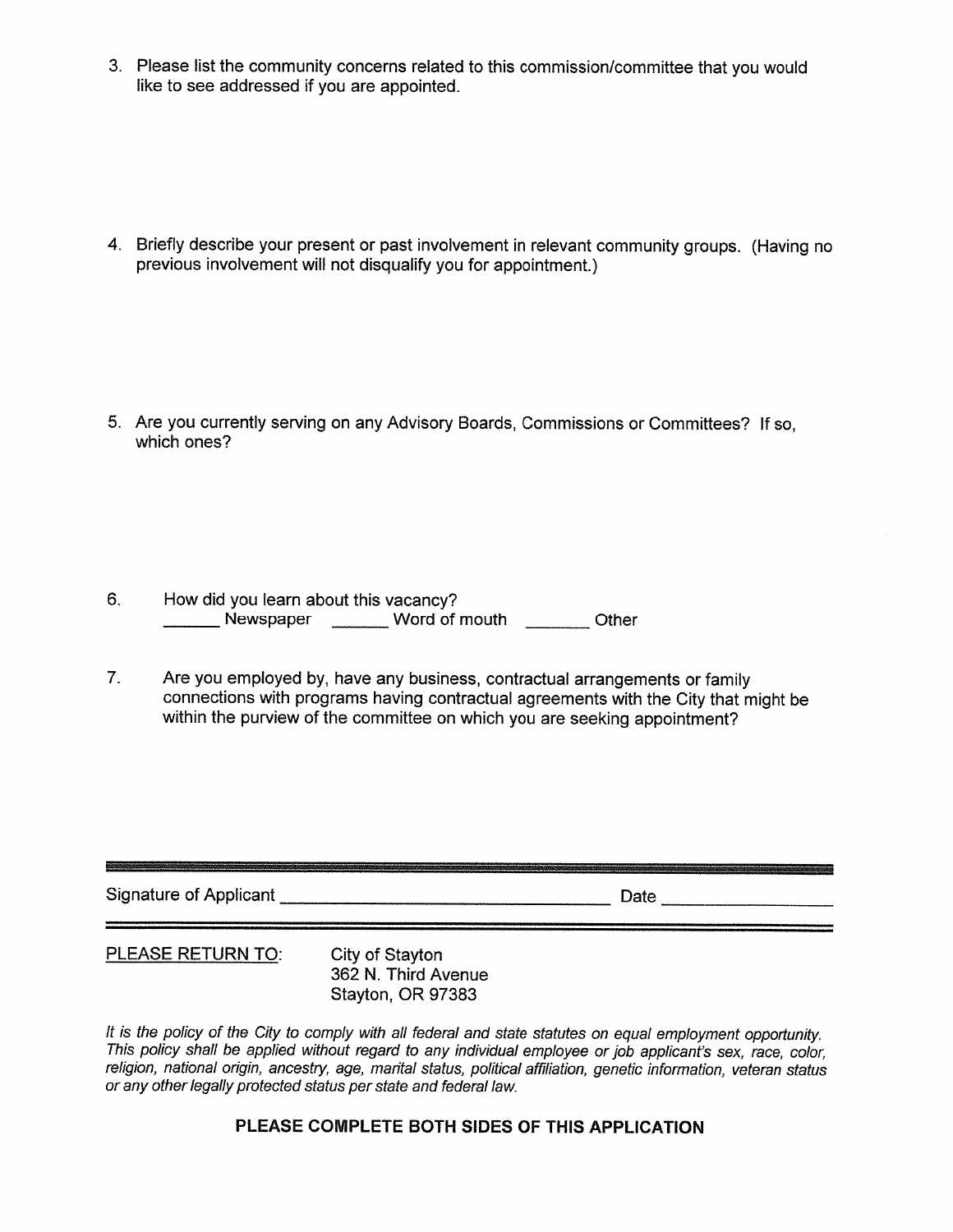3. Please list the community concerns related to this commission/committee that you would like to see addressed if you are appointed.

4. Briefly describe your present or past involvement in relevant community groups. (Having no previous involvement will not disqualify you for appointment.)

5. Are you currently serving on any Advisory Boards, Commissions or Committees? If so, which ones?

6. How did you learn about this vacancy?
   ______ Newspaper ______ Word of mouth _______ Other

7. Are you employed by, have any business, contractual arrangements or family connections with programs having contractual agreements with the City that might be within the purview of the committee on which you are seeking appointment?

---

Signature of Applicant ___________________________________ Date _______________

---

PLEASE RETURN TO: City of Stayton
362 N. Third Avenue
Stayton, OR 97383

*It is the policy of the City to comply with all federal and state statutes on equal employment opportunity. This policy shall be applied without regard to any individual employee or job applicant's sex, race, color, religion, national origin, ancestry, age, marital status, political affiliation, genetic information, veteran status or any other legally protected status per state and federal law.*

**PLEASE COMPLETE BOTH SIDES OF THIS APPLICATION**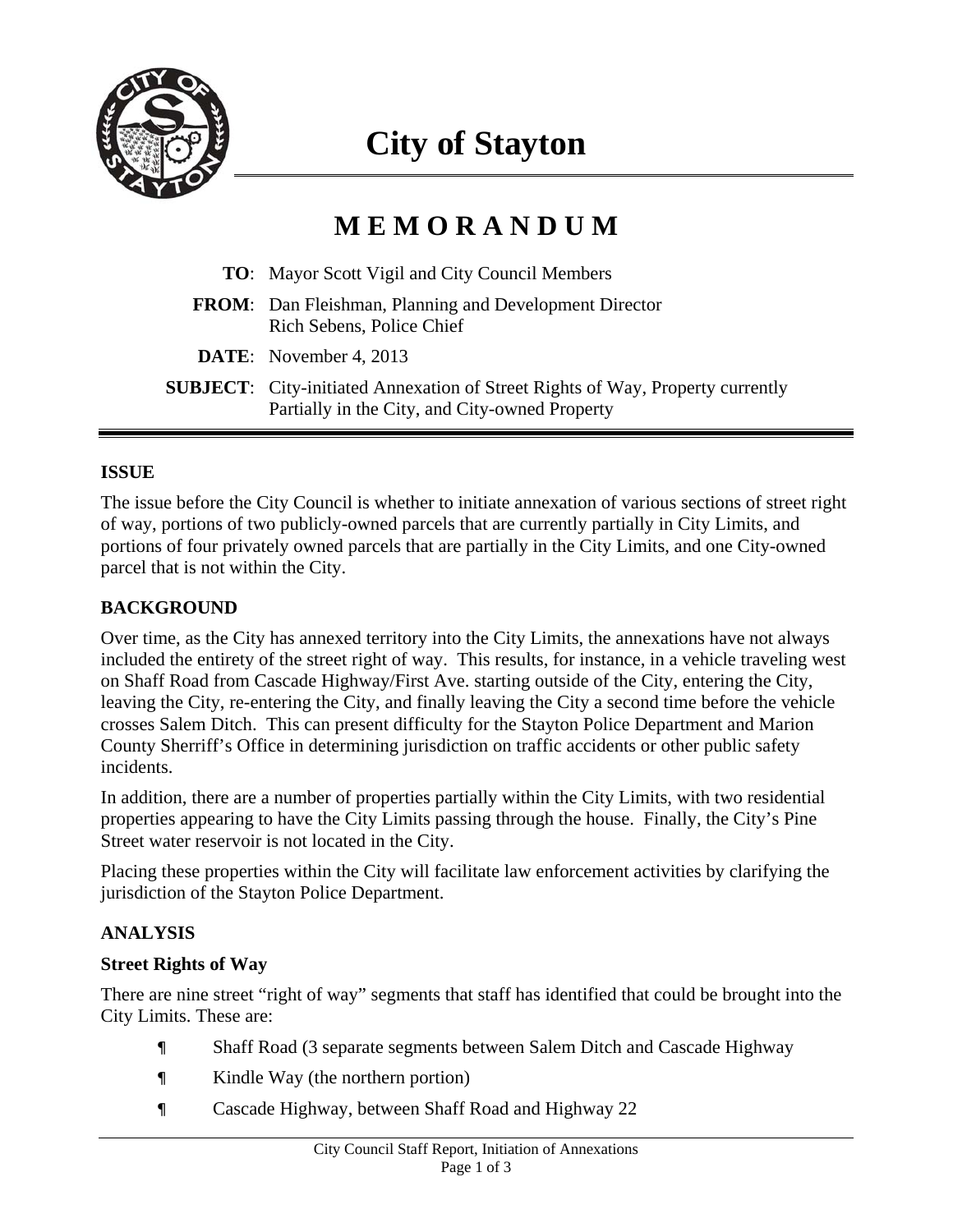# City of Stayton

## MEMORANDUM

**TO**: Mayor Scott Vigil and City Council Members

**FROM**: Dan Fleishman, Planning and Development Director
Rich Sebens, Police Chief

**DATE**: November 4, 2013

**SUBJECT**: City-initiated Annexation of Street Rights of Way, Property currently Partially in the City, and City-owned Property

---

### ISSUE

The issue before the City Council is whether to initiate annexation of various sections of street right of way, portions of two publicly-owned parcels that are currently partially in City Limits, and portions of four privately owned parcels that are partially in the City Limits, and one City-owned parcel that is not within the City.

### BACKGROUND

Over time, as the City has annexed territory into the City Limits, the annexations have not always included the entirety of the street right of way. This results, for instance, in a vehicle traveling west on Shaff Road from Cascade Highway/First Ave. starting outside of the City, entering the City, leaving the City, re-entering the City, and finally leaving the City a second time before the vehicle crosses Salem Ditch. This can present difficulty for the Stayton Police Department and Marion County Sherriff's Office in determining jurisdiction on traffic accidents or other public safety incidents.

In addition, there are a number of properties partially within the City Limits, with two residential properties appearing to have the City Limits passing through the house. Finally, the City's Pine Street water reservoir is not located in the City.

Placing these properties within the City will facilitate law enforcement activities by clarifying the jurisdiction of the Stayton Police Department.

### ANALYSIS

#### Street Rights of Way

There are nine street "right of way" segments that staff has identified that could be brought into the City Limits. These are:

- Shaff Road (3 separate segments between Salem Ditch and Cascade Highway
- Kindle Way (the northern portion)
- Cascade Highway, between Shaff Road and Highway 22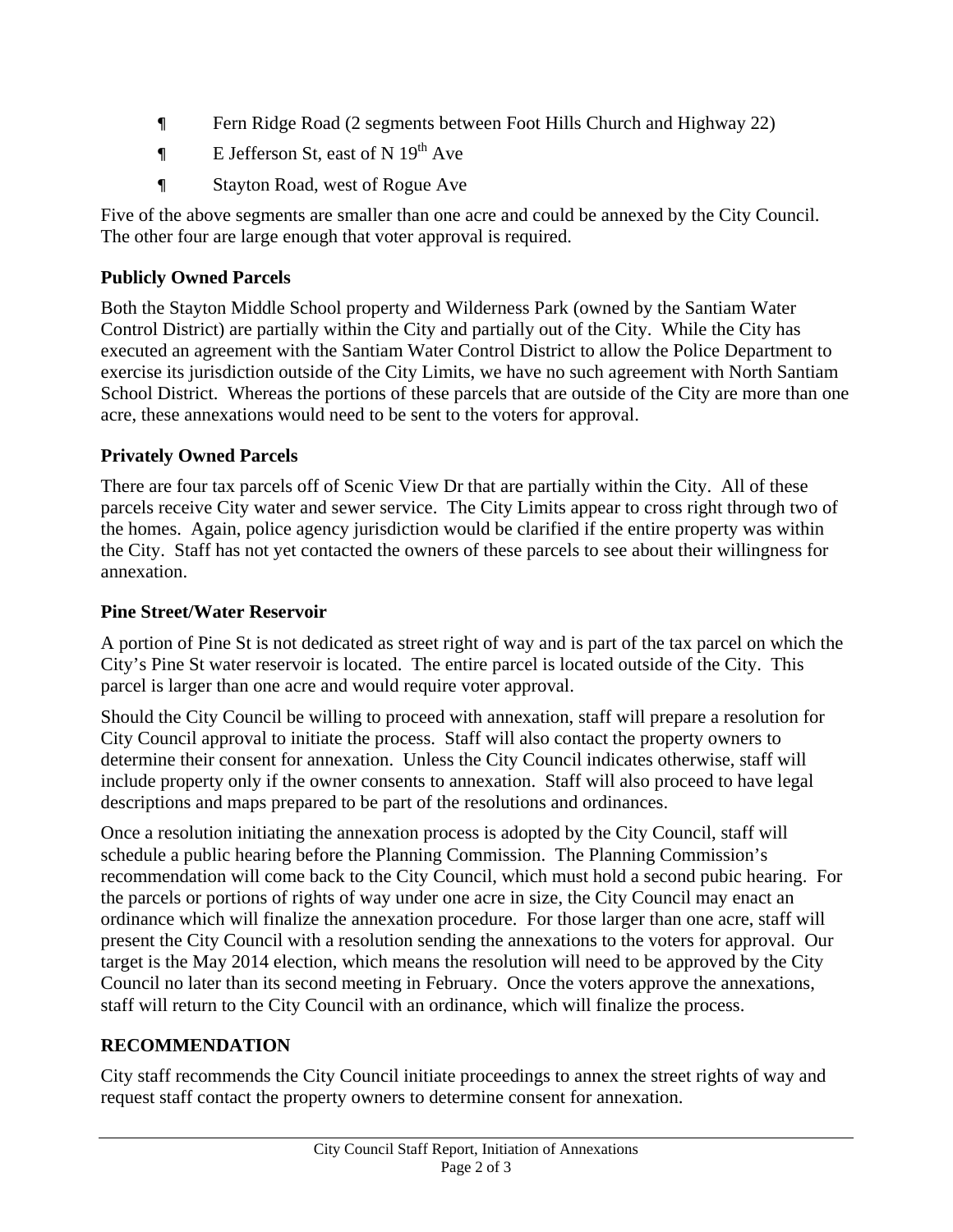- Fern Ridge Road (2 segments between Foot Hills Church and Highway 22)
- E Jefferson St, east of N 19th Ave
- Stayton Road, west of Rogue Ave

Five of the above segments are smaller than one acre and could be annexed by the City Council. The other four are large enough that voter approval is required.

**Publicly Owned Parcels**

Both the Stayton Middle School property and Wilderness Park (owned by the Santiam Water Control District) are partially within the City and partially out of the City. While the City has executed an agreement with the Santiam Water Control District to allow the Police Department to exercise its jurisdiction outside of the City Limits, we have no such agreement with North Santiam School District. Whereas the portions of these parcels that are outside of the City are more than one acre, these annexations would need to be sent to the voters for approval.

**Privately Owned Parcels**

There are four tax parcels off of Scenic View Dr that are partially within the City. All of these parcels receive City water and sewer service. The City Limits appear to cross right through two of the homes. Again, police agency jurisdiction would be clarified if the entire property was within the City. Staff has not yet contacted the owners of these parcels to see about their willingness for annexation.

**Pine Street/Water Reservoir**

A portion of Pine St is not dedicated as street right of way and is part of the tax parcel on which the City's Pine St water reservoir is located. The entire parcel is located outside of the City. This parcel is larger than one acre and would require voter approval.

Should the City Council be willing to proceed with annexation, staff will prepare a resolution for City Council approval to initiate the process. Staff will also contact the property owners to determine their consent for annexation. Unless the City Council indicates otherwise, staff will include property only if the owner consents to annexation. Staff will also proceed to have legal descriptions and maps prepared to be part of the resolutions and ordinances.

Once a resolution initiating the annexation process is adopted by the City Council, staff will schedule a public hearing before the Planning Commission. The Planning Commission's recommendation will come back to the City Council, which must hold a second pubic hearing. For the parcels or portions of rights of way under one acre in size, the City Council may enact an ordinance which will finalize the annexation procedure. For those larger than one acre, staff will present the City Council with a resolution sending the annexations to the voters for approval. Our target is the May 2014 election, which means the resolution will need to be approved by the City Council no later than its second meeting in February. Once the voters approve the annexations, staff will return to the City Council with an ordinance, which will finalize the process.

## RECOMMENDATION

City staff recommends the City Council initiate proceedings to annex the street rights of way and request staff contact the property owners to determine consent for annexation.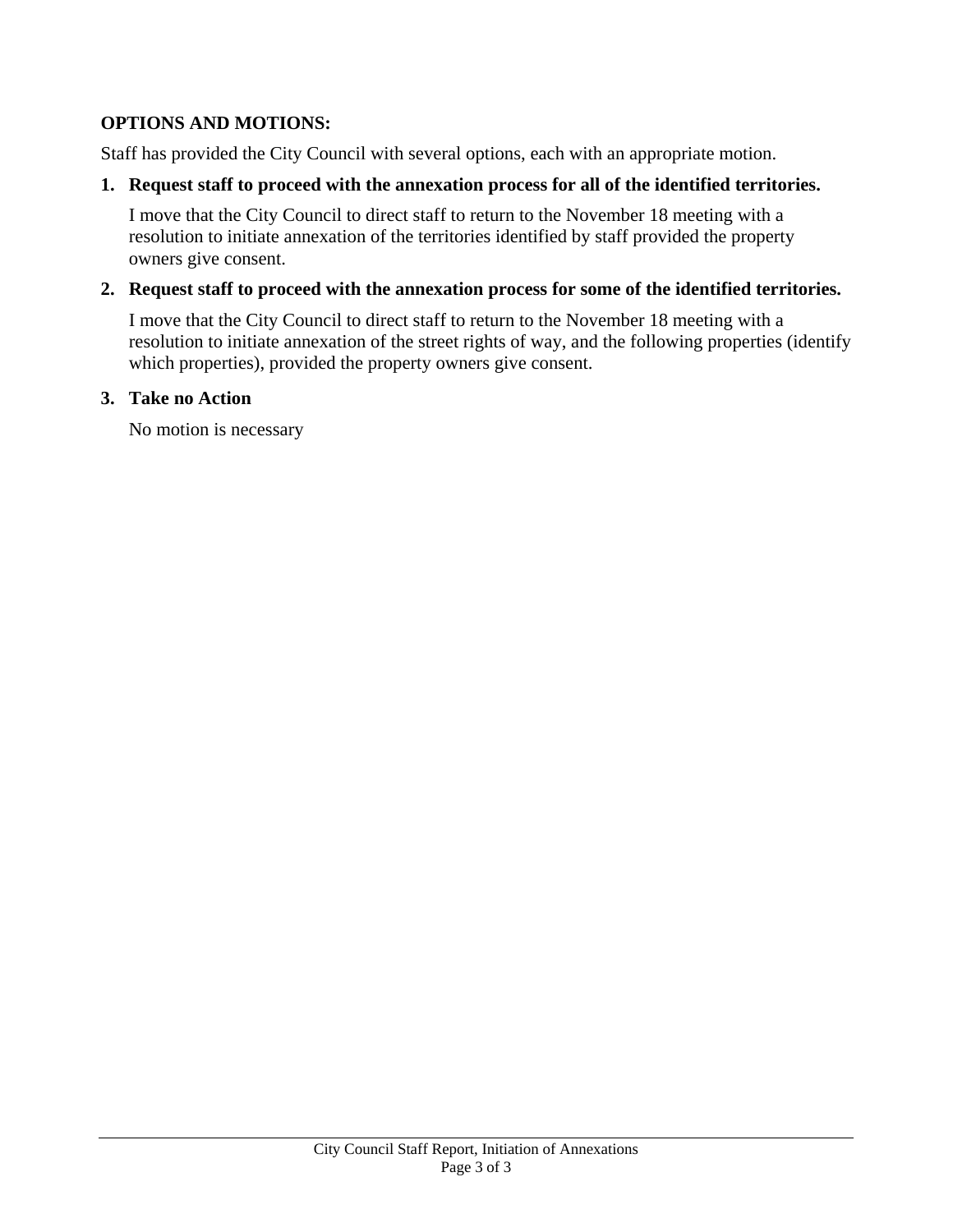**OPTIONS AND MOTIONS:**

Staff has provided the City Council with several options, each with an appropriate motion.

1. **Request staff to proceed with the annexation process for all of the identified territories.**

   I move that the City Council to direct staff to return to the November 18 meeting with a resolution to initiate annexation of the territories identified by staff provided the property owners give consent.

2. **Request staff to proceed with the annexation process for some of the identified territories.**

   I move that the City Council to direct staff to return to the November 18 meeting with a resolution to initiate annexation of the street rights of way, and the following properties (identify which properties), provided the property owners give consent.

3. **Take no Action**

   No motion is necessary